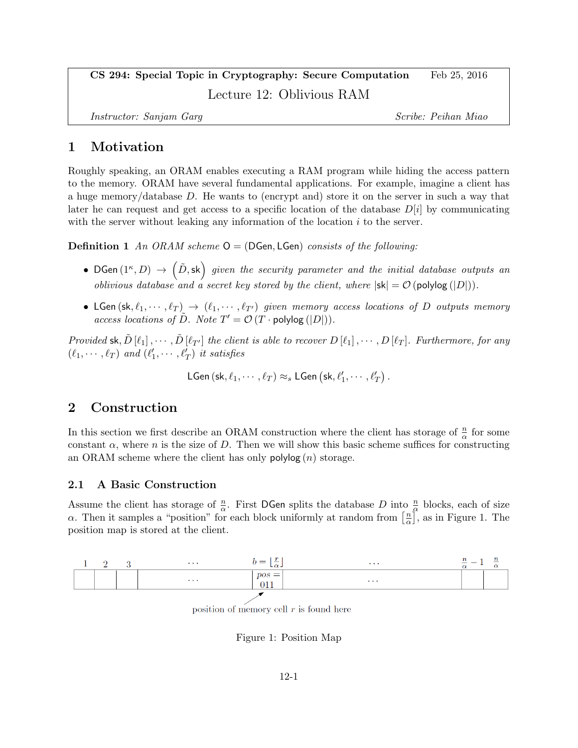**CS 294: Special Topic in Cryptography: Secure Computation** Feb 25, 2016

# Lecture 12: Oblivious RAM

*Instructor: Sanjam Garg* *Scribe: Peihan Miao*

## 1 Motivation

Roughly speaking, an ORAM enables executing a RAM program while hiding the access pattern to the memory. ORAM have several fundamental applications. For example, imagine a client has a huge memory/database $D$. He wants to (encrypt and) store it on the server in such a way that later he can request and get access to a specific location of the database $D[i]$ by communicating with the server without leaking any information of the location $i$ to the server.

**Definition 1** *An ORAM scheme* $\mathsf{O} = (\mathsf{DGen}, \mathsf{LGen})$ *consists of the following:*

- $\mathsf{DGen}(1^\kappa, D) \rightarrow \left(\tilde{D}, \mathsf{sk}\right)$ *given the security parameter and the initial database outputs an oblivious database and a secret key stored by the client, where* $|\mathsf{sk}| = \mathcal{O}(\mathsf{polylog}(|D|))$.
- $\mathsf{LGen}(\mathsf{sk}, \ell_1, \cdots, \ell_T) \rightarrow (\ell_1, \cdots, \ell_{T'})$ *given memory access locations of* $D$ *outputs memory access locations of* $\tilde{D}$. *Note* $T' = \mathcal{O}(T \cdot \mathsf{polylog}(|D|))$.

*Provided* $\mathsf{sk}, \tilde{D}[\ell_1], \cdots, \tilde{D}[\ell_{T'}]$ *the client is able to recover* $D[\ell_1], \cdots, D[\ell_T]$. *Furthermore, for any* $(\ell_1, \cdots, \ell_T)$ *and* $(\ell'_1, \cdots, \ell'_T)$ *it satisfies*

$$\mathsf{LGen}(\mathsf{sk}, \ell_1, \cdots, \ell_T) \approx_s \mathsf{LGen}(\mathsf{sk}, \ell'_1, \cdots, \ell'_T).$$

## 2 Construction

In this section we first describe an ORAM construction where the client has storage of $\frac{n}{\alpha}$ for some constant $\alpha$, where $n$ is the size of $D$. Then we will show this basic scheme suffices for constructing an ORAM scheme where the client has only $\mathsf{polylog}(n)$ storage.

### 2.1 A Basic Construction

Assume the client has storage of $\frac{n}{\alpha}$. First $\mathsf{DGen}$ splits the database $D$ into $\frac{n}{\alpha}$ blocks, each of size $\alpha$. Then it samples a "position" for each block uniformly at random from $\left[\frac{n}{\alpha}\right]$, as in Figure 1. The position map is stored at the client.

| 1 | 2 | 3 | $\cdots$ | $b = \lfloor \frac{r}{\alpha} \rfloor$ | $\cdots$ | $\frac{n}{\alpha} - 1$ | $\frac{n}{\alpha}$ |
|---|---|---|---|---|---|---|---|
| | | | $\cdots$ | $pos =$ 011 | $\cdots$ | | |

position of memory cell $r$ is found here

Figure 1: Position Map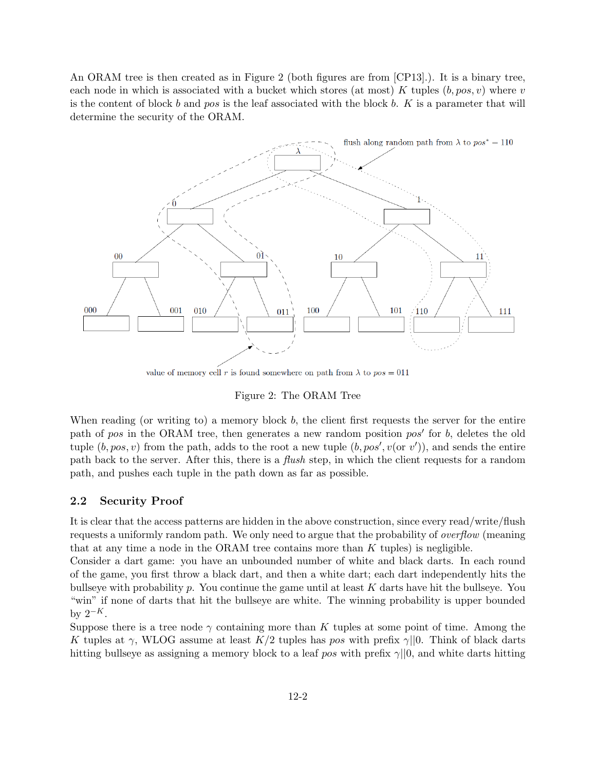An ORAM tree is then created as in Figure 2 (both figures are from [CP13].). It is a binary tree, each node in which is associated with a bucket which stores (at most) $K$ tuples $(b, pos, v)$ where $v$ is the content of block $b$ and $pos$ is the leaf associated with the block $b$. $K$ is a parameter that will determine the security of the ORAM.

flush along random path from $\lambda$ to $pos^* = 110$

value of memory cell $r$ is found somewhere on path from $\lambda$ to $pos = 011$

Figure 2: The ORAM Tree

When reading (or writing to) a memory block $b$, the client first requests the server for the entire path of $pos$ in the ORAM tree, then generates a new random position $pos'$ for $b$, deletes the old tuple $(b, pos, v)$ from the path, adds to the root a new tuple $(b, pos', v(\text{or } v'))$, and sends the entire path back to the server. After this, there is a *flush* step, in which the client requests for a random path, and pushes each tuple in the path down as far as possible.

### 2.2 Security Proof

It is clear that the access patterns are hidden in the above construction, since every read/write/flush requests a uniformly random path. We only need to argue that the probability of *overflow* (meaning that at any time a node in the ORAM tree contains more than $K$ tuples) is negligible.

Consider a dart game: you have an unbounded number of white and black darts. In each round of the game, you first throw a black dart, and then a white dart; each dart independently hits the bullseye with probability $p$. You continue the game until at least $K$ darts have hit the bullseye. You "win" if none of darts that hit the bullseye are white. The winning probability is upper bounded by $2^{-K}$.

Suppose there is a tree node $\gamma$ containing more than $K$ tuples at some point of time. Among the $K$ tuples at $\gamma$, WLOG assume at least $K/2$ tuples has $pos$ with prefix $\gamma||0$. Think of black darts hitting bullseye as assigning a memory block to a leaf $pos$ with prefix $\gamma||0$, and white darts hitting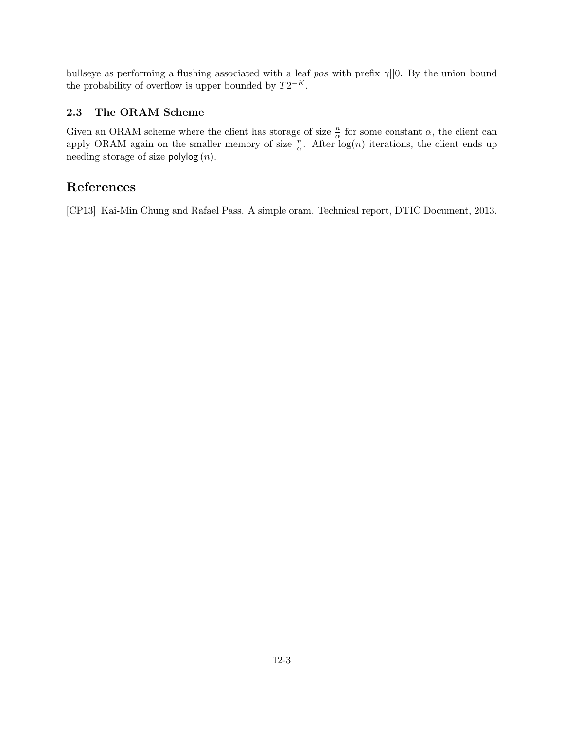bullseye as performing a flushing associated with a leaf *pos* with prefix $\gamma||0$. By the union bound the probability of overflow is upper bounded by $T2^{-K}$.

### 2.3 The ORAM Scheme

Given an ORAM scheme where the client has storage of size $\frac{n}{\alpha}$ for some constant $\alpha$, the client can apply ORAM again on the smaller memory of size $\frac{n}{\alpha}$. After $\log(n)$ iterations, the client ends up needing storage of size $\mathsf{polylog}(n)$.

## References

[CP13] Kai-Min Chung and Rafael Pass. A simple oram. Technical report, DTIC Document, 2013.